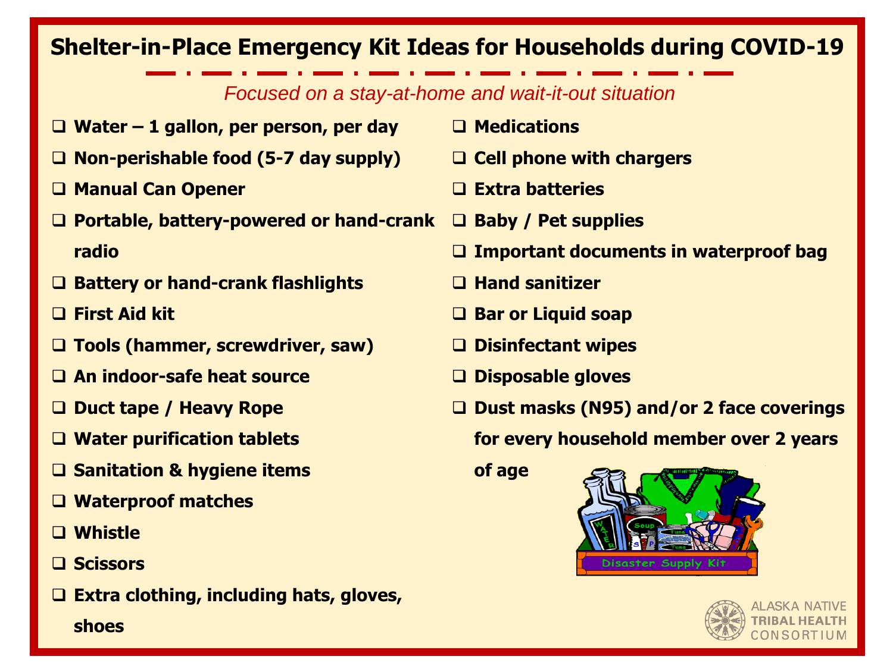# Shelter-in-Place Emergency Kit Ideas for Households during COVID-19

*Focused on a stay-at-home and wait-it-out situation*

- ❑ **Water – 1 gallon, per person, per day**
- ❑ **Non-perishable food (5-7 day supply)**
- ❑ **Manual Can Opener**
- ❑ **Portable, battery-powered or hand-crank radio**
- ❑ **Battery or hand-crank flashlights**
- ❑ **First Aid kit**
- ❑ **Tools (hammer, screwdriver, saw)**
- ❑ **An indoor-safe heat source**
- ❑ **Duct tape / Heavy Rope**
- ❑ **Water purification tablets**
- ❑ **Sanitation & hygiene items**
- ❑ **Waterproof matches**
- ❑ **Whistle**
- ❑ **Scissors**
- ❑ **Extra clothing, including hats, gloves, shoes**
- ❑ **Medications**
- ❑ **Cell phone with chargers**
- ❑ **Extra batteries**
- ❑ **Baby / Pet supplies**
- ❑ **Important documents in waterproof bag**
- ❑ **Hand sanitizer**
- ❑ **Bar or Liquid soap**
- ❑ **Disinfectant wipes**
- ❑ **Disposable gloves**
- ❑ **Dust masks (N95) and/or 2 face coverings for every household member over 2 years of age**

Alaska Native Tribal Health Consortium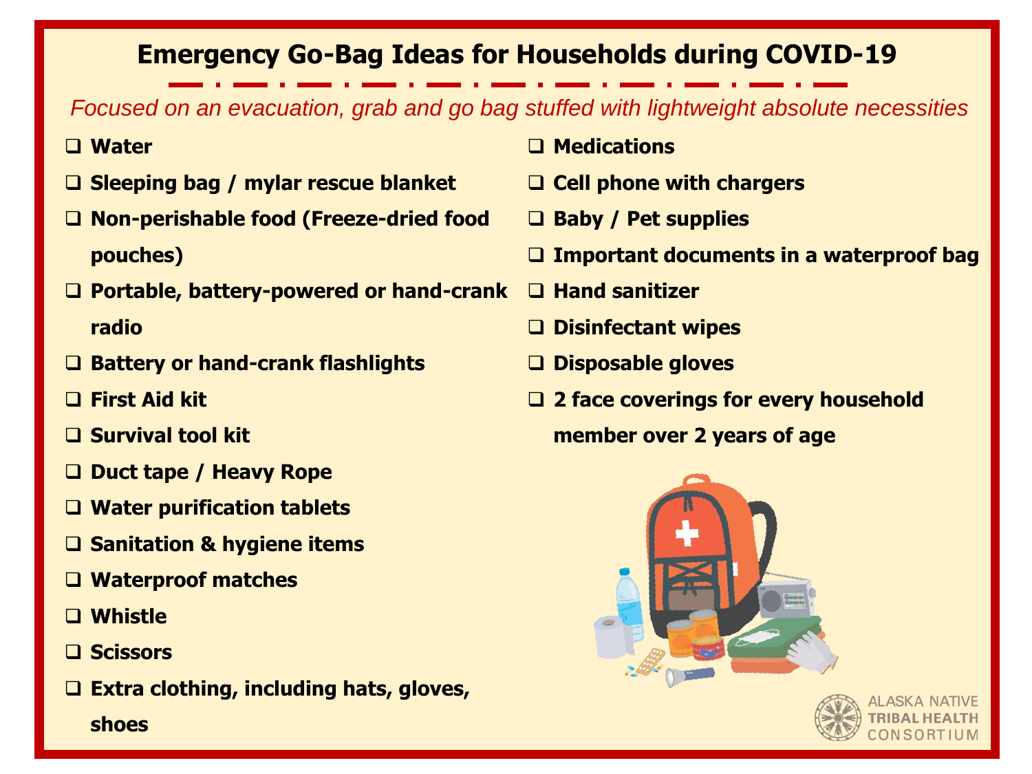# Emergency Go-Bag Ideas for Households during COVID-19

*Focused on an evacuation, grab and go bag stuffed with lightweight absolute necessities*

- **Water**
- **Sleeping bag / mylar rescue blanket**
- **Non-perishable food (Freeze-dried food pouches)**
- **Portable, battery-powered or hand-crank radio**
- **Battery or hand-crank flashlights**
- **First Aid kit**
- **Survival tool kit**
- **Duct tape / Heavy Rope**
- **Water purification tablets**
- **Sanitation & hygiene items**
- **Waterproof matches**
- **Whistle**
- **Scissors**
- **Extra clothing, including hats, gloves, shoes**
- **Medications**
- **Cell phone with chargers**
- **Baby / Pet supplies**
- **Important documents in a waterproof bag**
- **Hand sanitizer**
- **Disinfectant wipes**
- **Disposable gloves**
- **2 face coverings for every household member over 2 years of age**

ALASKA NATIVE TRIBAL HEALTH CONSORTIUM